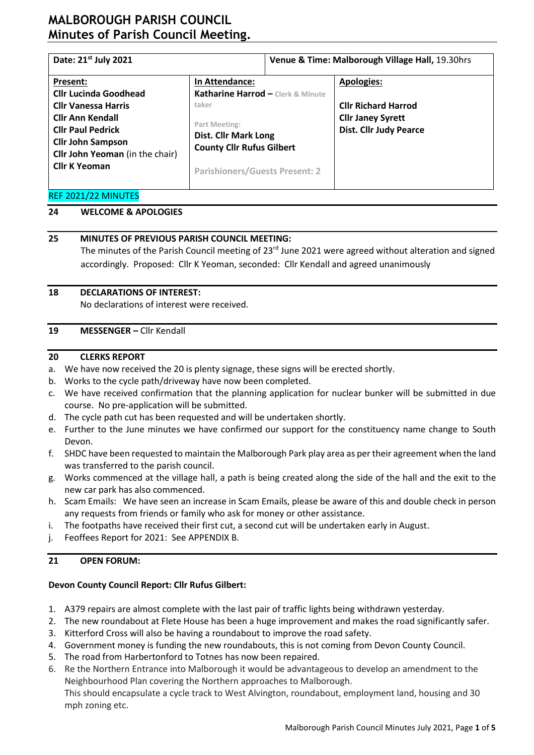# MALBOROUGH PARISH COUNCIL
# Minutes of Parish Council Meeting.

| Date: 21st July 2021 | | Venue & Time: Malborough Village Hall, 19.30hrs | |
|---|---|---|---|
| **Present:**<br>**Cllr Lucinda Goodhead**<br>**Cllr Vanessa Harris**<br>**Cllr Ann Kendall**<br>**Cllr Paul Pedrick**<br>**Cllr John Sampson**<br>**Cllr John Yeoman** (in the chair)<br>**Cllr K Yeoman** | **In Attendance:**<br>**Katharine Harrod –** Clerk & Minute taker<br><br>Part Meeting:<br>**Dist. Cllr Mark Long**<br>**County Cllr Rufus Gilbert**<br><br>**Parishioners/Guests Present: 2** | | **Apologies:**<br><br>**Cllr Richard Harrod**<br>**Cllr Janey Syrett**<br>**Dist. Cllr Judy Pearce** |

REF 2021/22 MINUTES

**24 WELCOME & APOLOGIES**

**25 MINUTES OF PREVIOUS PARISH COUNCIL MEETING:**

The minutes of the Parish Council meeting of 23rd June 2021 were agreed without alteration and signed accordingly. Proposed: Cllr K Yeoman, seconded: Cllr Kendall and agreed unanimously

**18 DECLARATIONS OF INTEREST:**

No declarations of interest were received.

**19 MESSENGER –** Cllr Kendall

**20 CLERKS REPORT**

a. We have now received the 20 is plenty signage, these signs will be erected shortly.
b. Works to the cycle path/driveway have now been completed.
c. We have received confirmation that the planning application for nuclear bunker will be submitted in due course. No pre-application will be submitted.
d. The cycle path cut has been requested and will be undertaken shortly.
e. Further to the June minutes we have confirmed our support for the constituency name change to South Devon.
f. SHDC have been requested to maintain the Malborough Park play area as per their agreement when the land was transferred to the parish council.
g. Works commenced at the village hall, a path is being created along the side of the hall and the exit to the new car park has also commenced.
h. Scam Emails: We have seen an increase in Scam Emails, please be aware of this and double check in person any requests from friends or family who ask for money or other assistance.
i. The footpaths have received their first cut, a second cut will be undertaken early in August.
j. Feoffees Report for 2021: See APPENDIX B.

**21 OPEN FORUM:**

**Devon County Council Report: Cllr Rufus Gilbert:**

1. A379 repairs are almost complete with the last pair of traffic lights being withdrawn yesterday.
2. The new roundabout at Flete House has been a huge improvement and makes the road significantly safer.
3. Kitterford Cross will also be having a roundabout to improve the road safety.
4. Government money is funding the new roundabouts, this is not coming from Devon County Council.
5. The road from Harbertonford to Totnes has now been repaired.
6. Re the Northern Entrance into Malborough it would be advantageous to develop an amendment to the Neighbourhood Plan covering the Northern approaches to Malborough.
   This should encapsulate a cycle track to West Alvington, roundabout, employment land, housing and 30 mph zoning etc.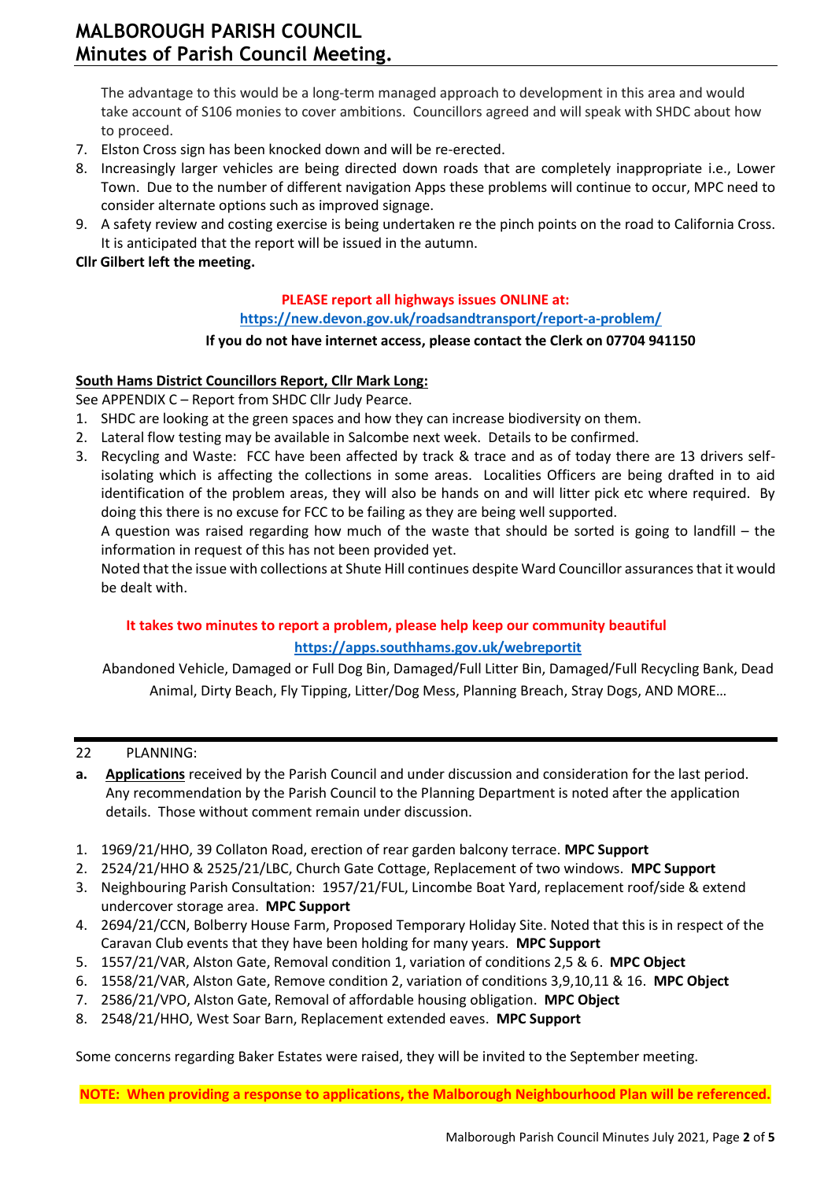The advantage to this would be a long-term managed approach to development in this area and would take account of S106 monies to cover ambitions. Councillors agreed and will speak with SHDC about how to proceed.

7. Elston Cross sign has been knocked down and will be re-erected.
8. Increasingly larger vehicles are being directed down roads that are completely inappropriate i.e., Lower Town. Due to the number of different navigation Apps these problems will continue to occur, MPC need to consider alternate options such as improved signage.
9. A safety review and costing exercise is being undertaken re the pinch points on the road to California Cross. It is anticipated that the report will be issued in the autumn.

**Cllr Gilbert left the meeting.**

**PLEASE report all highways issues ONLINE at:**
**https://new.devon.gov.uk/roadsandtransport/report-a-problem/**
**If you do not have internet access, please contact the Clerk on 07704 941150**

**South Hams District Councillors Report, Cllr Mark Long:**

See APPENDIX C – Report from SHDC Cllr Judy Pearce.

1. SHDC are looking at the green spaces and how they can increase biodiversity on them.
2. Lateral flow testing may be available in Salcombe next week. Details to be confirmed.
3. Recycling and Waste: FCC have been affected by track & trace and as of today there are 13 drivers self-isolating which is affecting the collections in some areas. Localities Officers are being drafted in to aid identification of the problem areas, they will also be hands on and will litter pick etc where required. By doing this there is no excuse for FCC to be failing as they are being well supported.

   A question was raised regarding how much of the waste that should be sorted is going to landfill – the information in request of this has not been provided yet.

   Noted that the issue with collections at Shute Hill continues despite Ward Councillor assurances that it would be dealt with.

**It takes two minutes to report a problem, please help keep our community beautiful**
**https://apps.southhams.gov.uk/webreportit**

Abandoned Vehicle, Damaged or Full Dog Bin, Damaged/Full Litter Bin, Damaged/Full Recycling Bank, Dead Animal, Dirty Beach, Fly Tipping, Litter/Dog Mess, Planning Breach, Stray Dogs, AND MORE…

---

22 PLANNING:

**a.** **Applications** received by the Parish Council and under discussion and consideration for the last period. Any recommendation by the Parish Council to the Planning Department is noted after the application details. Those without comment remain under discussion.

1. 1969/21/HHO, 39 Collaton Road, erection of rear garden balcony terrace. **MPC Support**
2. 2524/21/HHO & 2525/21/LBC, Church Gate Cottage, Replacement of two windows. **MPC Support**
3. Neighbouring Parish Consultation: 1957/21/FUL, Lincombe Boat Yard, replacement roof/side & extend undercover storage area. **MPC Support**
4. 2694/21/CCN, Bolberry House Farm, Proposed Temporary Holiday Site. Noted that this is in respect of the Caravan Club events that they have been holding for many years. **MPC Support**
5. 1557/21/VAR, Alston Gate, Removal condition 1, variation of conditions 2,5 & 6. **MPC Object**
6. 1558/21/VAR, Alston Gate, Remove condition 2, variation of conditions 3,9,10,11 & 16. **MPC Object**
7. 2586/21/VPO, Alston Gate, Removal of affordable housing obligation. **MPC Object**
8. 2548/21/HHO, West Soar Barn, Replacement extended eaves. **MPC Support**

Some concerns regarding Baker Estates were raised, they will be invited to the September meeting.

**NOTE: When providing a response to applications, the Malborough Neighbourhood Plan will be referenced.**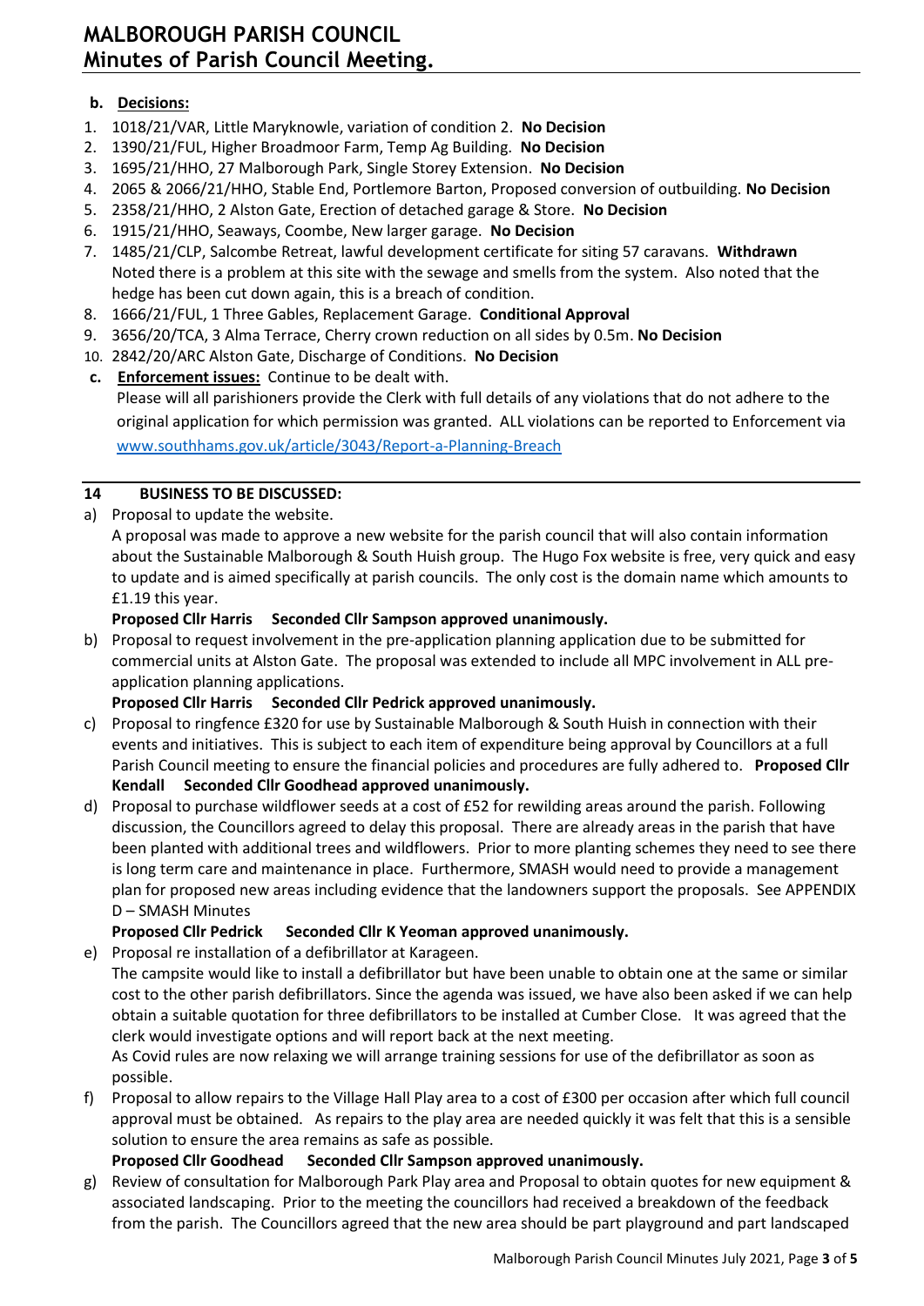**b. Decisions:**

1. 1018/21/VAR, Little Maryknowle, variation of condition 2. **No Decision**
2. 1390/21/FUL, Higher Broadmoor Farm, Temp Ag Building. **No Decision**
3. 1695/21/HHO, 27 Malborough Park, Single Storey Extension. **No Decision**
4. 2065 & 2066/21/HHO, Stable End, Portlemore Barton, Proposed conversion of outbuilding. **No Decision**
5. 2358/21/HHO, 2 Alston Gate, Erection of detached garage & Store. **No Decision**
6. 1915/21/HHO, Seaways, Coombe, New larger garage. **No Decision**
7. 1485/21/CLP, Salcombe Retreat, lawful development certificate for siting 57 caravans. **Withdrawn**
   Noted there is a problem at this site with the sewage and smells from the system. Also noted that the hedge has been cut down again, this is a breach of condition.
8. 1666/21/FUL, 1 Three Gables, Replacement Garage. **Conditional Approval**
9. 3656/20/TCA, 3 Alma Terrace, Cherry crown reduction on all sides by 0.5m. **No Decision**
10. 2842/20/ARC Alston Gate, Discharge of Conditions. **No Decision**

**c. Enforcement issues:** Continue to be dealt with.
Please will all parishioners provide the Clerk with full details of any violations that do not adhere to the original application for which permission was granted. ALL violations can be reported to Enforcement via www.southhams.gov.uk/article/3043/Report-a-Planning-Breach

## 14 BUSINESS TO BE DISCUSSED:

a) Proposal to update the website.
A proposal was made to approve a new website for the parish council that will also contain information about the Sustainable Malborough & South Huish group. The Hugo Fox website is free, very quick and easy to update and is aimed specifically at parish councils. The only cost is the domain name which amounts to £1.19 this year.
**Proposed Cllr Harris Seconded Cllr Sampson approved unanimously.**

b) Proposal to request involvement in the pre-application planning application due to be submitted for commercial units at Alston Gate. The proposal was extended to include all MPC involvement in ALL pre-application planning applications.
**Proposed Cllr Harris Seconded Cllr Pedrick approved unanimously.**

c) Proposal to ringfence £320 for use by Sustainable Malborough & South Huish in connection with their events and initiatives. This is subject to each item of expenditure being approval by Councillors at a full Parish Council meeting to ensure the financial policies and procedures are fully adhered to. **Proposed Cllr Kendall Seconded Cllr Goodhead approved unanimously.**

d) Proposal to purchase wildflower seeds at a cost of £52 for rewilding areas around the parish. Following discussion, the Councillors agreed to delay this proposal. There are already areas in the parish that have been planted with additional trees and wildflowers. Prior to more planting schemes they need to see there is long term care and maintenance in place. Furthermore, SMASH would need to provide a management plan for proposed new areas including evidence that the landowners support the proposals. See APPENDIX D – SMASH Minutes
**Proposed Cllr Pedrick Seconded Cllr K Yeoman approved unanimously.**

e) Proposal re installation of a defibrillator at Karageen.
The campsite would like to install a defibrillator but have been unable to obtain one at the same or similar cost to the other parish defibrillators. Since the agenda was issued, we have also been asked if we can help obtain a suitable quotation for three defibrillators to be installed at Cumber Close. It was agreed that the clerk would investigate options and will report back at the next meeting.
As Covid rules are now relaxing we will arrange training sessions for use of the defibrillator as soon as possible.

f) Proposal to allow repairs to the Village Hall Play area to a cost of £300 per occasion after which full council approval must be obtained. As repairs to the play area are needed quickly it was felt that this is a sensible solution to ensure the area remains as safe as possible.
**Proposed Cllr Goodhead Seconded Cllr Sampson approved unanimously.**

g) Review of consultation for Malborough Park Play area and Proposal to obtain quotes for new equipment & associated landscaping. Prior to the meeting the councillors had received a breakdown of the feedback from the parish. The Councillors agreed that the new area should be part playground and part landscaped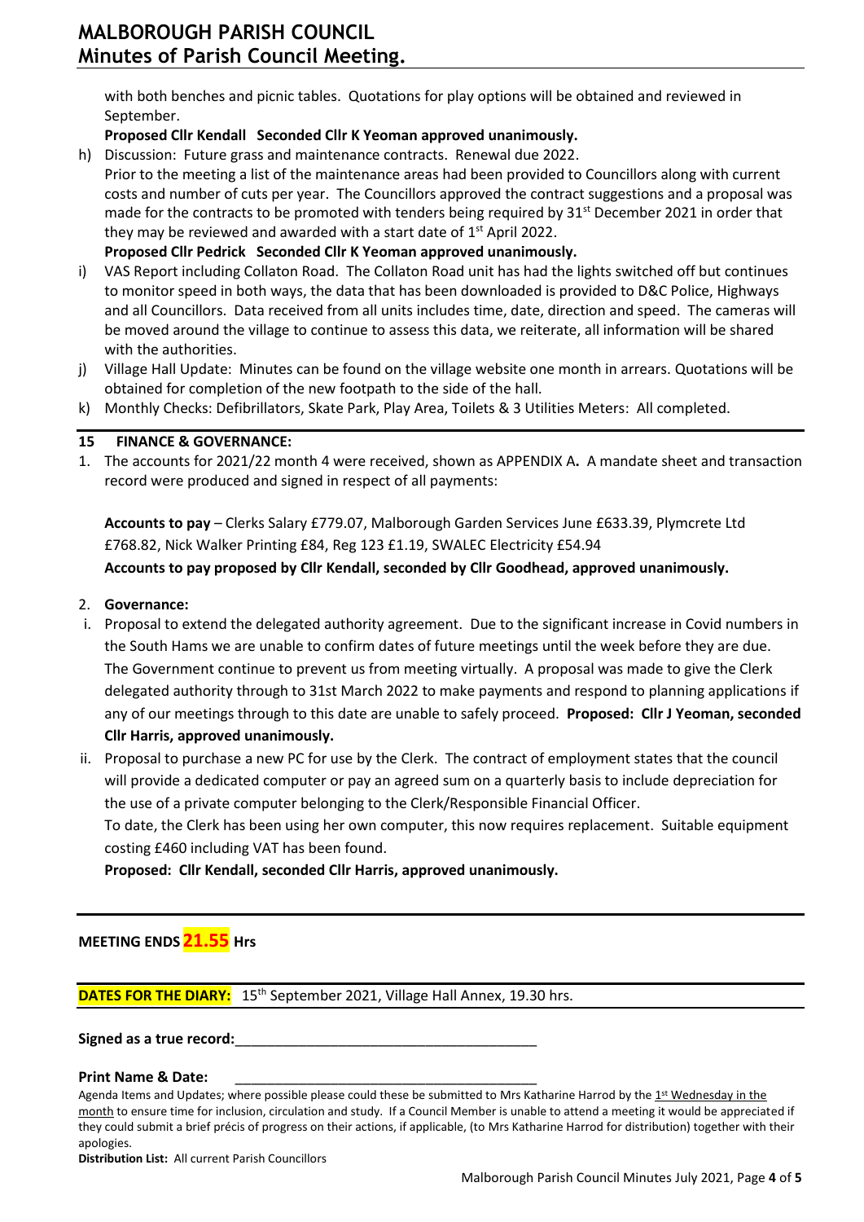with both benches and picnic tables. Quotations for play options will be obtained and reviewed in September.

**Proposed Cllr Kendall Seconded Cllr K Yeoman approved unanimously.**

h) Discussion: Future grass and maintenance contracts. Renewal due 2022.
Prior to the meeting a list of the maintenance areas had been provided to Councillors along with current costs and number of cuts per year. The Councillors approved the contract suggestions and a proposal was made for the contracts to be promoted with tenders being required by 31st December 2021 in order that they may be reviewed and awarded with a start date of 1st April 2022.
**Proposed Cllr Pedrick Seconded Cllr K Yeoman approved unanimously.**

i) VAS Report including Collaton Road. The Collaton Road unit has had the lights switched off but continues to monitor speed in both ways, the data that has been downloaded is provided to D&C Police, Highways and all Councillors. Data received from all units includes time, date, direction and speed. The cameras will be moved around the village to continue to assess this data, we reiterate, all information will be shared with the authorities.

j) Village Hall Update: Minutes can be found on the village website one month in arrears. Quotations will be obtained for completion of the new footpath to the side of the hall.

k) Monthly Checks: Defibrillators, Skate Park, Play Area, Toilets & 3 Utilities Meters: All completed.

## 15 FINANCE & GOVERNANCE:

1. The accounts for 2021/22 month 4 were received, shown as APPENDIX A**.** A mandate sheet and transaction record were produced and signed in respect of all payments:

**Accounts to pay** – Clerks Salary £779.07, Malborough Garden Services June £633.39, Plymcrete Ltd £768.82, Nick Walker Printing £84, Reg 123 £1.19, SWALEC Electricity £54.94

**Accounts to pay proposed by Cllr Kendall, seconded by Cllr Goodhead, approved unanimously.**

2. **Governance:**

i. Proposal to extend the delegated authority agreement. Due to the significant increase in Covid numbers in the South Hams we are unable to confirm dates of future meetings until the week before they are due. The Government continue to prevent us from meeting virtually. A proposal was made to give the Clerk delegated authority through to 31st March 2022 to make payments and respond to planning applications if any of our meetings through to this date are unable to safely proceed. **Proposed: Cllr J Yeoman, seconded Cllr Harris, approved unanimously.**

ii. Proposal to purchase a new PC for use by the Clerk. The contract of employment states that the council will provide a dedicated computer or pay an agreed sum on a quarterly basis to include depreciation for the use of a private computer belonging to the Clerk/Responsible Financial Officer.
To date, the Clerk has been using her own computer, this now requires replacement. Suitable equipment costing £460 including VAT has been found.
**Proposed: Cllr Kendall, seconded Cllr Harris, approved unanimously.**

**MEETING ENDS 21.55 Hrs**

**DATES FOR THE DIARY:** 15th September 2021, Village Hall Annex, 19.30 hrs.

**Signed as a true record:**\_\_\_\_\_\_\_\_\_\_\_\_\_\_\_\_\_\_\_\_\_\_\_\_\_\_\_\_\_\_\_\_\_\_\_\_\_\_

**Print Name & Date:** \_\_\_\_\_\_\_\_\_\_\_\_\_\_\_\_\_\_\_\_\_\_\_\_\_\_\_\_\_\_\_\_\_\_\_\_\_\_

Agenda Items and Updates; where possible please could these be submitted to Mrs Katharine Harrod by the 1st Wednesday in the month to ensure time for inclusion, circulation and study. If a Council Member is unable to attend a meeting it would be appreciated if they could submit a brief précis of progress on their actions, if applicable, (to Mrs Katharine Harrod for distribution) together with their apologies.

**Distribution List:** All current Parish Councillors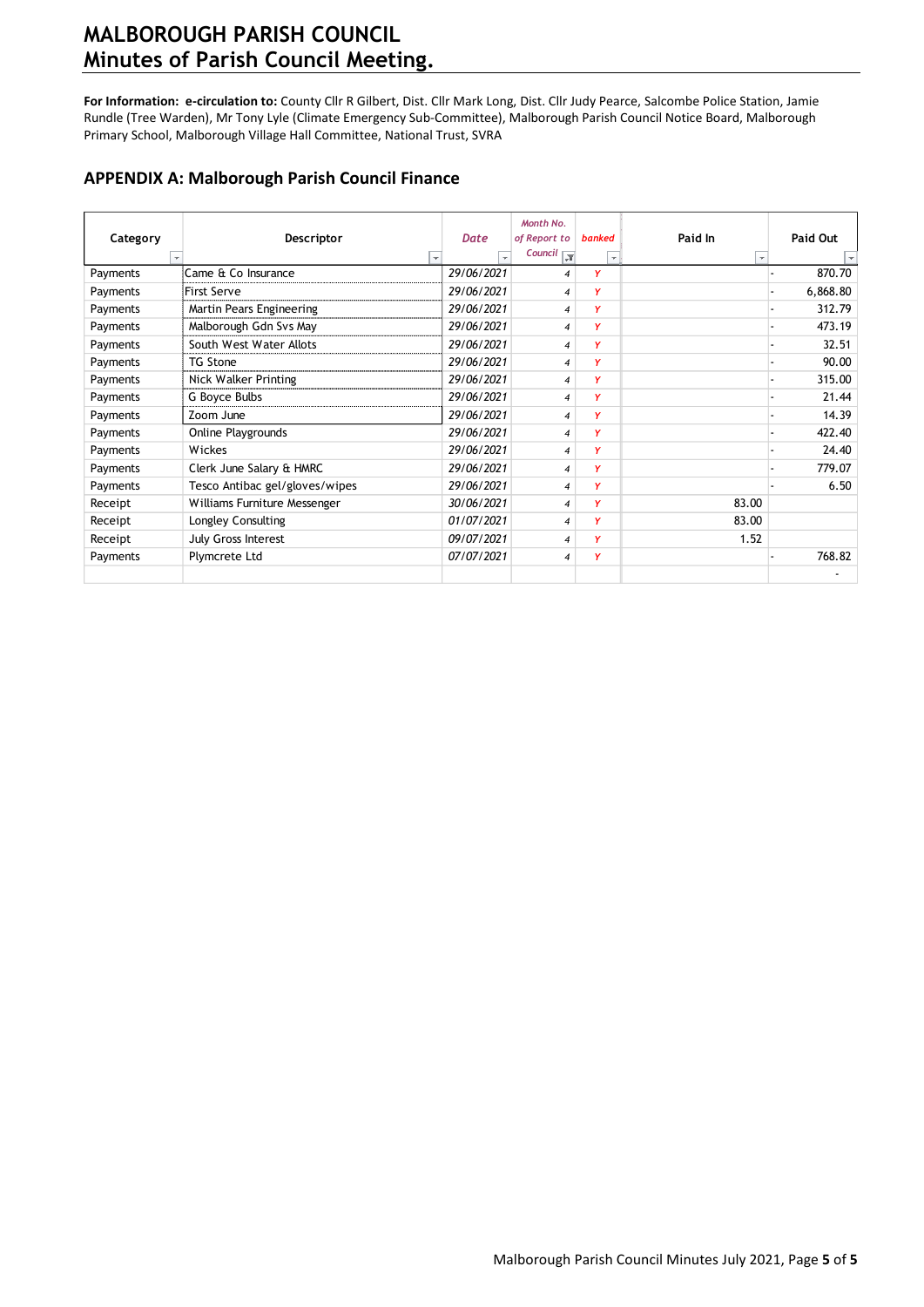# MALBOROUGH PARISH COUNCIL
# Minutes of Parish Council Meeting.

**For Information: e-circulation to:** County Cllr R Gilbert, Dist. Cllr Mark Long, Dist. Cllr Judy Pearce, Salcombe Police Station, Jamie Rundle (Tree Warden), Mr Tony Lyle (Climate Emergency Sub-Committee), Malborough Parish Council Notice Board, Malborough Primary School, Malborough Village Hall Committee, National Trust, SVRA

## APPENDIX A: Malborough Parish Council Finance

| Category | Descriptor | Date | Month No. of Report to Council | banked | Paid In | Paid Out |
|---|---|---|---|---|---|---|
| Payments | Came & Co Insurance | 29/06/2021 | 4 | Y | - | 870.70 |
| Payments | First Serve | 29/06/2021 | 4 | Y | - | 6,868.80 |
| Payments | Martin Pears Engineering | 29/06/2021 | 4 | Y | - | 312.79 |
| Payments | Malborough Gdn Svs May | 29/06/2021 | 4 | Y | - | 473.19 |
| Payments | South West Water Allots | 29/06/2021 | 4 | Y | - | 32.51 |
| Payments | TG Stone | 29/06/2021 | 4 | Y | - | 90.00 |
| Payments | Nick Walker Printing | 29/06/2021 | 4 | Y | - | 315.00 |
| Payments | G Boyce Bulbs | 29/06/2021 | 4 | Y | - | 21.44 |
| Payments | Zoom June | 29/06/2021 | 4 | Y | - | 14.39 |
| Payments | Online Playgrounds | 29/06/2021 | 4 | Y | - | 422.40 |
| Payments | Wickes | 29/06/2021 | 4 | Y | - | 24.40 |
| Payments | Clerk June Salary & HMRC | 29/06/2021 | 4 | Y | - | 779.07 |
| Payments | Tesco Antibac gel/gloves/wipes | 29/06/2021 | 4 | Y | - | 6.50 |
| Receipt | Williams Furniture Messenger | 30/06/2021 | 4 | Y | 83.00 | |
| Receipt | Longley Consulting | 01/07/2021 | 4 | Y | 83.00 | |
| Receipt | July Gross Interest | 09/07/2021 | 4 | Y | 1.52 | |
| Payments | Plymcrete Ltd | 07/07/2021 | 4 | Y | - | 768.82 |
| | | | | | | - |